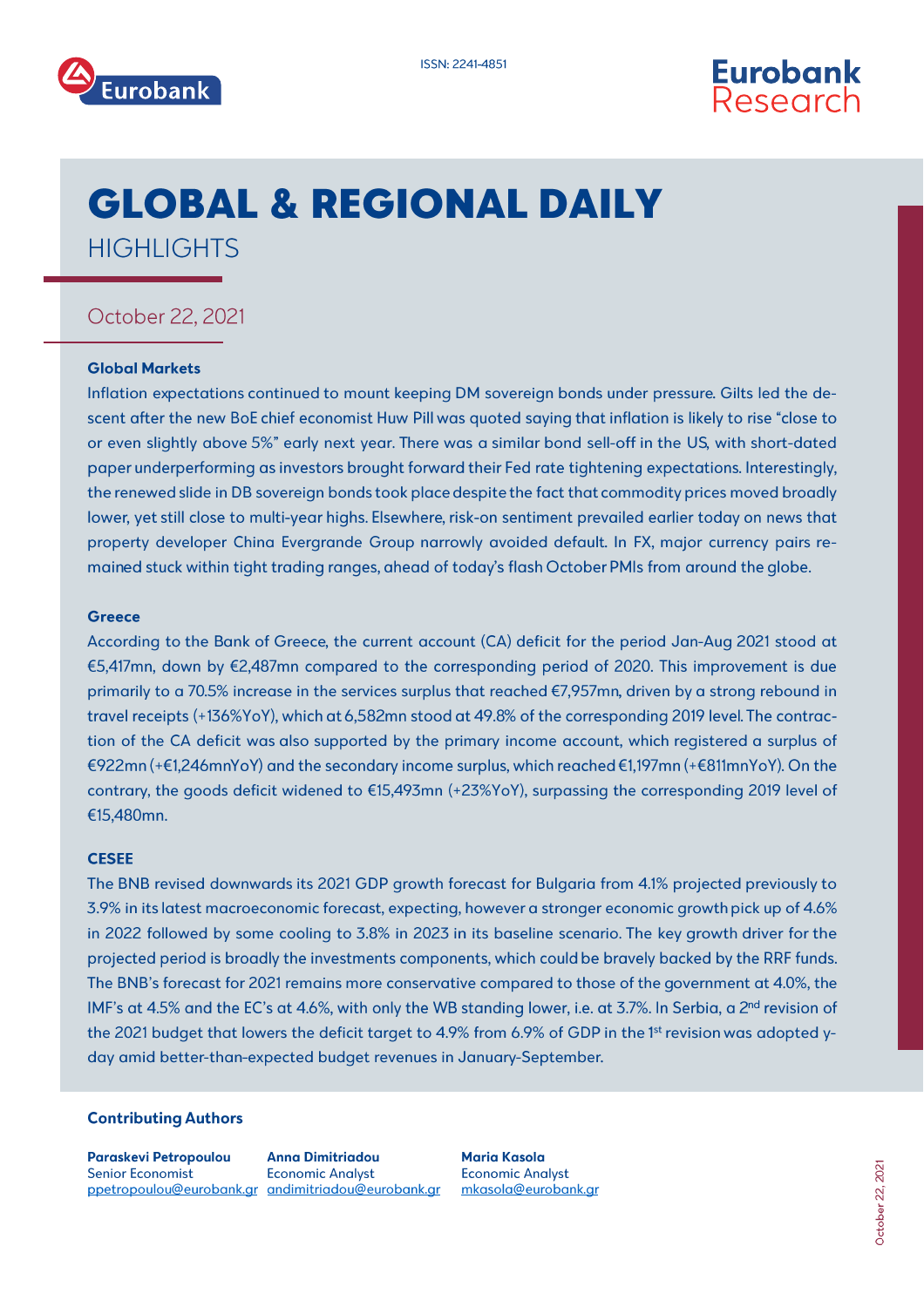ISSN: 2241-4851

Eurobank Research

# GLOBAL & REGIONAL DAILY

## HIGHLIGHTS

October 22, 2021

### Global Markets

Inflation expectations continued to mount keeping DM sovereign bonds under pressure. Gilts led the descent after the new BoE chief economist Huw Pill was quoted saying that inflation is likely to rise "close to or even slightly above 5%" early next year. There was a similar bond sell-off in the US, with short-dated paper underperforming as investors brought forward their Fed rate tightening expectations. Interestingly, the renewed slide in DB sovereign bonds took place despite the fact that commodity prices moved broadly lower, yet still close to multi-year highs. Elsewhere, risk-on sentiment prevailed earlier today on news that property developer China Evergrande Group narrowly avoided default. In FX, major currency pairs remained stuck within tight trading ranges, ahead of today's flash October PMIs from around the globe.

### Greece

According to the Bank of Greece, the current account (CA) deficit for the period Jan-Aug 2021 stood at €5,417mn, down by €2,487mn compared to the corresponding period of 2020. This improvement is due primarily to a 70.5% increase in the services surplus that reached €7,957mn, driven by a strong rebound in travel receipts (+136%YoY), which at 6,582mn stood at 49.8% of the corresponding 2019 level. The contraction of the CA deficit was also supported by the primary income account, which registered a surplus of €922mn (+€1,246mnYoY) and the secondary income surplus, which reached €1,197mn (+€811mnYoY). On the contrary, the goods deficit widened to €15,493mn (+23%YoY), surpassing the corresponding 2019 level of €15,480mn.

### CESEE

The BNB revised downwards its 2021 GDP growth forecast for Bulgaria from 4.1% projected previously to 3.9% in its latest macroeconomic forecast, expecting, however a stronger economic growth pick up of 4.6% in 2022 followed by some cooling to 3.8% in 2023 in its baseline scenario. The key growth driver for the projected period is broadly the investments components, which could be bravely backed by the RRF funds. The BNB's forecast for 2021 remains more conservative compared to those of the government at 4.0%, the IMF's at 4.5% and the EC's at 4.6%, with only the WB standing lower, i.e. at 3.7%. In Serbia, a 2nd revision of the 2021 budget that lowers the deficit target to 4.9% from 6.9% of GDP in the 1st revision was adopted y-day amid better-than-expected budget revenues in January-September.

### Contributing Authors

**Paraskevi Petropoulou**
Senior Economist
ppetropoulou@eurobank.gr

**Anna Dimitriadou**
Economic Analyst
andimitriadou@eurobank.gr

**Maria Kasola**
Economic Analyst
mkasola@eurobank.gr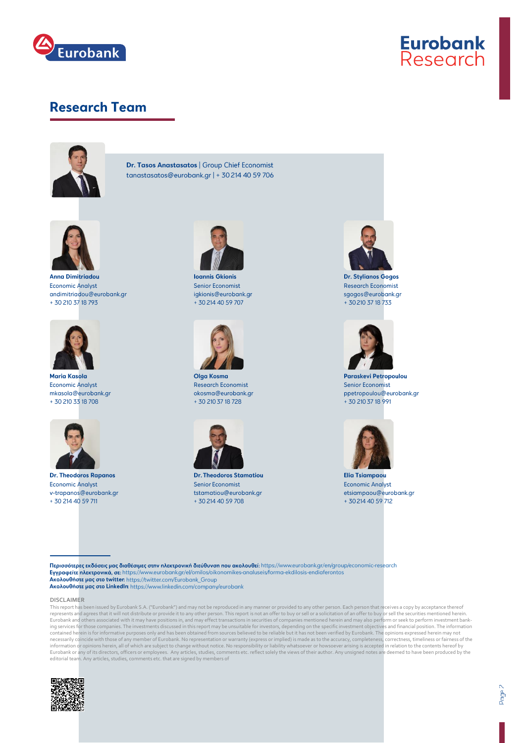# Research Team

**Dr. Tasos Anastasatos** | Group Chief Economist
tanastasatos@eurobank.gr | + 30 214 40 59 706

**Anna Dimitriadou**
Economic Analyst
andimitriadou@eurobank.gr
+ 30 210 37 18 793

**Ioannis Gkionis**
Senior Economist
igkionis@eurobank.gr
+ 30 214 40 59 707

**Dr. Stylianos Gogos**
Research Economist
sgogos@eurobank.gr
+ 30 210 37 18 733

**Maria Kasola**
Economic Analyst
mkasola@eurobank.gr
+ 30 210 33 18 708

**Olga Kosma**
Research Economist
okosma@eurobank.gr
+ 30 210 37 18 728

**Paraskevi Petropoulou**
Senior Economist
ppetropoulou@eurobank.gr
+ 30 210 37 18 991

**Dr. Theodoros Rapanos**
Economic Analyst
v-trapanos@eurobank.gr
+ 30 214 40 59 711

**Dr. Theodoros Stamatiou**
Senior Economist
tstamatiou@eurobank.gr
+ 30 214 40 59 708

**Elia Tsiampaou**
Economic Analyst
etsiampaou@eurobank.gr
+ 30 214 40 59 712

**Περισσότερες εκδόσεις μας διαθέσιμες στην ηλεκτρονική διεύθυνση που ακολουθεί:** https://www.eurobank.gr/en/group/economic-research
**Εγγραφείτε ηλεκτρονικά, σε:** https://www.eurobank.gr/el/omilos/oikonomikes-analuseis/forma-ekdilosis-endiaferontos
**Ακολουθήστε μας στο twitter:** https://twitter.com/Eurobank_Group
**Ακολουθήστε μας στο LinkedIn:** https://www.linkedin.com/company/eurobank

DISCLAIMER
This report has been issued by Eurobank S.A. ("Eurobank") and may not be reproduced in any manner or provided to any other person. Each person that receives a copy by acceptance thereof represents and agrees that it will not distribute or provide it to any other person. This report is not an offer to buy or sell or a solicitation of an offer to buy or sell the securities mentioned herein. Eurobank and others associated with it may have positions in, and may effect transactions in securities of companies mentioned herein and may also perform or seek to perform investment banking services for those companies. The investments discussed in this report may be unsuitable for investors, depending on the specific investment objectives and financial position. The information contained herein is for informative purposes only and has been obtained from sources believed to be reliable but it has not been verified by Eurobank. The opinions expressed herein may not necessarily coincide with those of any member of Eurobank. No representation or warranty (express or implied) is made as to the accuracy, completeness, correctness, timeliness or fairness of the information or opinions herein, all of which are subject to change without notice. No responsibility or liability whatsoever or howsoever arising is accepted in relation to the contents hereof by Eurobank or any of its directors, officers or employees. Any articles, studies, comments etc. reflect solely the views of their author. Any unsigned notes are deemed to have been produced by the editorial team. Any articles, studies, comments etc. that are signed by members of